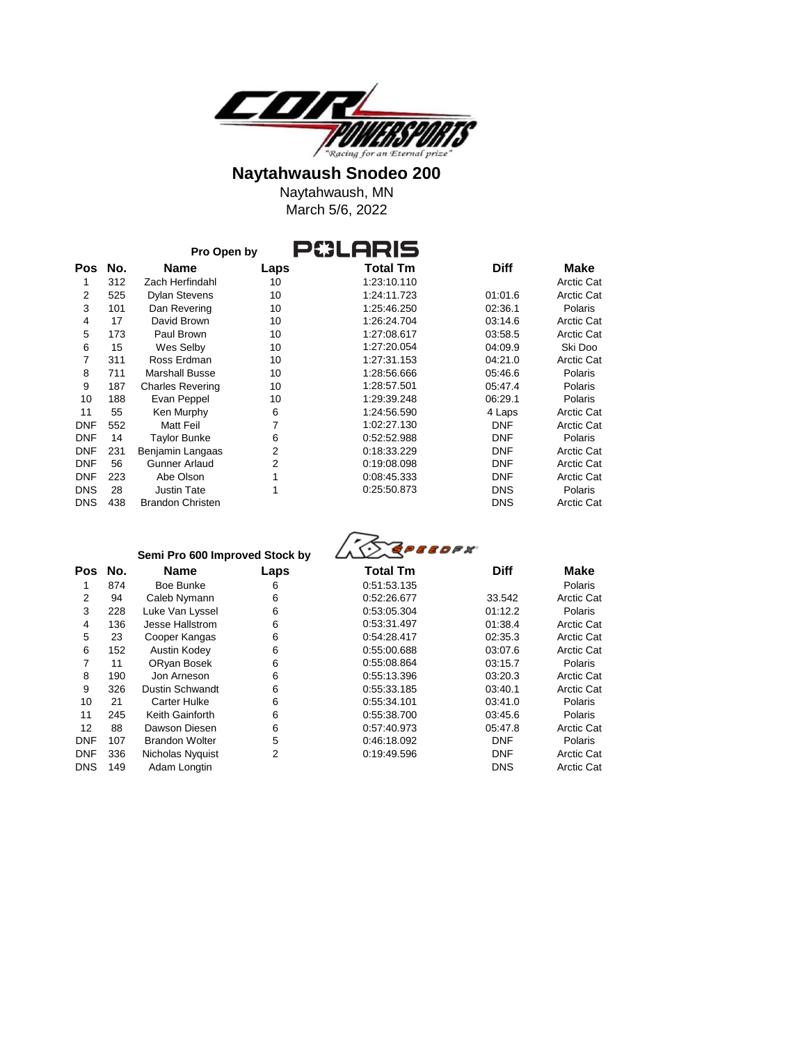# Naytahwaush Snodeo 200

Naytahwaush, MN

March 5/6, 2022

## Pro Open by POLARIS

| Pos | No. | Name | Laps | Total Tm | Diff | Make |
|---|---|---|---|---|---|---|
| 1 | 312 | Zach Herfindahl | 10 | 1:23:10.110 | | Arctic Cat |
| 2 | 525 | Dylan Stevens | 10 | 1:24:11.723 | 01:01.6 | Arctic Cat |
| 3 | 101 | Dan Revering | 10 | 1:25:46.250 | 02:36.1 | Polaris |
| 4 | 17 | David Brown | 10 | 1:26:24.704 | 03:14.6 | Arctic Cat |
| 5 | 173 | Paul Brown | 10 | 1:27:08.617 | 03:58.5 | Arctic Cat |
| 6 | 15 | Wes Selby | 10 | 1:27:20.054 | 04:09.9 | Ski Doo |
| 7 | 311 | Ross Erdman | 10 | 1:27:31.153 | 04:21.0 | Arctic Cat |
| 8 | 711 | Marshall Busse | 10 | 1:28:56.666 | 05:46.6 | Polaris |
| 9 | 187 | Charles Revering | 10 | 1:28:57.501 | 05:47.4 | Polaris |
| 10 | 188 | Evan Peppel | 10 | 1:29:39.248 | 06:29.1 | Polaris |
| 11 | 55 | Ken Murphy | 6 | 1:24:56.590 | 4 Laps | Arctic Cat |
| DNF | 552 | Matt Feil | 7 | 1:02:27.130 | DNF | Arctic Cat |
| DNF | 14 | Taylor Bunke | 6 | 0:52:52.988 | DNF | Polaris |
| DNF | 231 | Benjamin Langaas | 2 | 0:18:33.229 | DNF | Arctic Cat |
| DNF | 56 | Gunner Arlaud | 2 | 0:19:08.098 | DNF | Arctic Cat |
| DNF | 223 | Abe Olson | 1 | 0:08:45.333 | DNF | Arctic Cat |
| DNS | 28 | Justin Tate | 1 | 0:25:50.873 | DNS | Polaris |
| DNS | 438 | Brandon Christen | | | DNS | Arctic Cat |

## Semi Pro 600 Improved Stock by

| Pos | No. | Name | Laps | Total Tm | Diff | Make |
|---|---|---|---|---|---|---|
| 1 | 874 | Boe Bunke | 6 | 0:51:53.135 | | Polaris |
| 2 | 94 | Caleb Nymann | 6 | 0:52:26.677 | 33.542 | Arctic Cat |
| 3 | 228 | Luke Van Lyssel | 6 | 0:53:05.304 | 01:12.2 | Polaris |
| 4 | 136 | Jesse Hallstrom | 6 | 0:53:31.497 | 01:38.4 | Arctic Cat |
| 5 | 23 | Cooper Kangas | 6 | 0:54:28.417 | 02:35.3 | Arctic Cat |
| 6 | 152 | Austin Kodey | 6 | 0:55:00.688 | 03:07.6 | Arctic Cat |
| 7 | 11 | ORyan Bosek | 6 | 0:55:08.864 | 03:15.7 | Polaris |
| 8 | 190 | Jon Arneson | 6 | 0:55:13.396 | 03:20.3 | Arctic Cat |
| 9 | 326 | Dustin Schwandt | 6 | 0:55:33.185 | 03:40.1 | Arctic Cat |
| 10 | 21 | Carter Hulke | 6 | 0:55:34.101 | 03:41.0 | Polaris |
| 11 | 245 | Keith Gainforth | 6 | 0:55:38.700 | 03:45.6 | Polaris |
| 12 | 88 | Dawson Diesen | 6 | 0:57:40.973 | 05:47.8 | Arctic Cat |
| DNF | 107 | Brandon Wolter | 5 | 0:46:18.092 | DNF | Polaris |
| DNF | 336 | Nicholas Nyquist | 2 | 0:19:49.596 | DNF | Arctic Cat |
| DNS | 149 | Adam Longtin | | | DNS | Arctic Cat |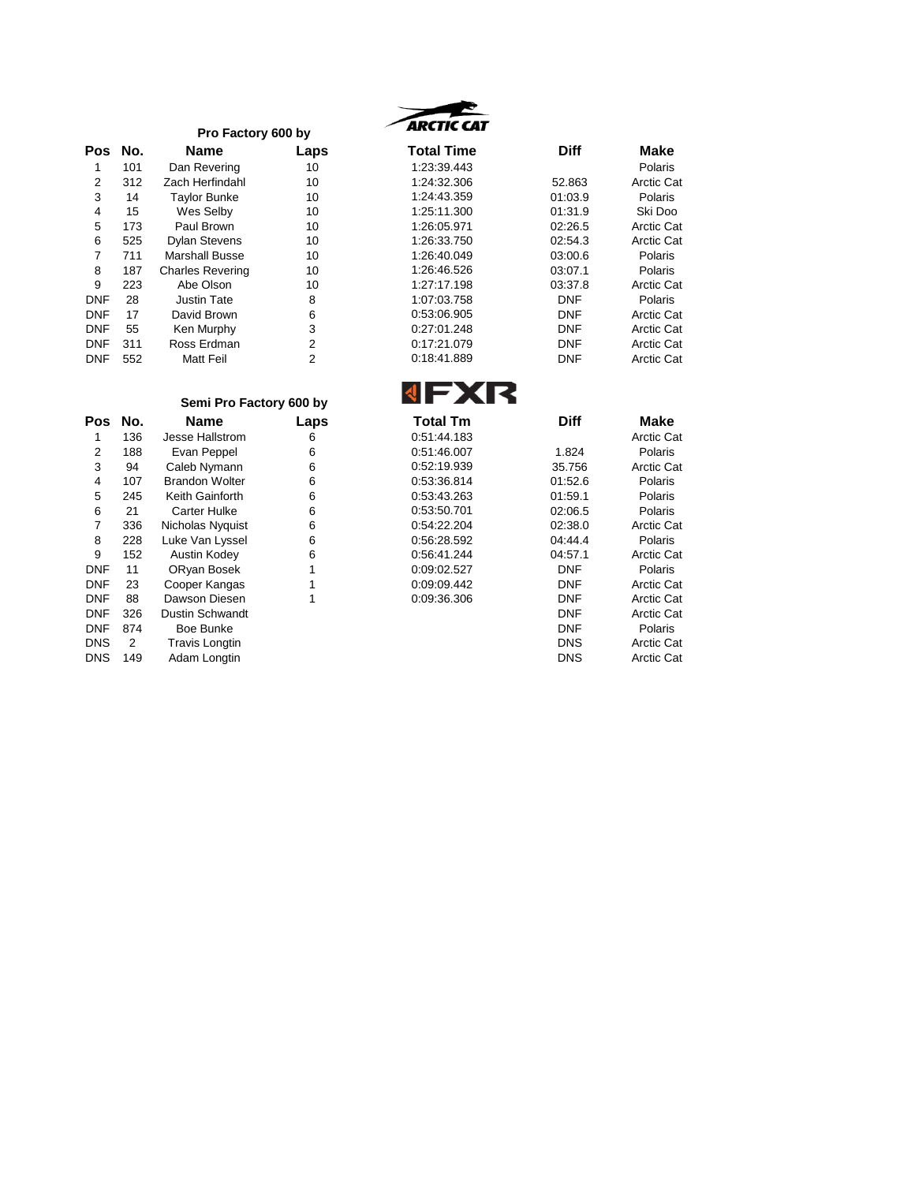## Pro Factory 600 by ARCTIC CAT

| Pos | No. | Name | Laps | Total Time | Diff | Make |
|---|---|---|---|---|---|---|
| 1 | 101 | Dan Revering | 10 | 1:23:39.443 | | Polaris |
| 2 | 312 | Zach Herfindahl | 10 | 1:24:32.306 | 52.863 | Arctic Cat |
| 3 | 14 | Taylor Bunke | 10 | 1:24:43.359 | 01:03.9 | Polaris |
| 4 | 15 | Wes Selby | 10 | 1:25:11.300 | 01:31.9 | Ski Doo |
| 5 | 173 | Paul Brown | 10 | 1:26:05.971 | 02:26.5 | Arctic Cat |
| 6 | 525 | Dylan Stevens | 10 | 1:26:33.750 | 02:54.3 | Arctic Cat |
| 7 | 711 | Marshall Busse | 10 | 1:26:40.049 | 03:00.6 | Polaris |
| 8 | 187 | Charles Revering | 10 | 1:26:46.526 | 03:07.1 | Polaris |
| 9 | 223 | Abe Olson | 10 | 1:27:17.198 | 03:37.8 | Arctic Cat |
| DNF | 28 | Justin Tate | 8 | 1:07:03.758 | DNF | Polaris |
| DNF | 17 | David Brown | 6 | 0:53:06.905 | DNF | Arctic Cat |
| DNF | 55 | Ken Murphy | 3 | 0:27:01.248 | DNF | Arctic Cat |
| DNF | 311 | Ross Erdman | 2 | 0:17:21.079 | DNF | Arctic Cat |
| DNF | 552 | Matt Feil | 2 | 0:18:41.889 | DNF | Arctic Cat |

## Semi Pro Factory 600 by FXR

| Pos | No. | Name | Laps | Total Tm | Diff | Make |
|---|---|---|---|---|---|---|
| 1 | 136 | Jesse Hallstrom | 6 | 0:51:44.183 | | Arctic Cat |
| 2 | 188 | Evan Peppel | 6 | 0:51:46.007 | 1.824 | Polaris |
| 3 | 94 | Caleb Nymann | 6 | 0:52:19.939 | 35.756 | Arctic Cat |
| 4 | 107 | Brandon Wolter | 6 | 0:53:36.814 | 01:52.6 | Polaris |
| 5 | 245 | Keith Gainforth | 6 | 0:53:43.263 | 01:59.1 | Polaris |
| 6 | 21 | Carter Hulke | 6 | 0:53:50.701 | 02:06.5 | Polaris |
| 7 | 336 | Nicholas Nyquist | 6 | 0:54:22.204 | 02:38.0 | Arctic Cat |
| 8 | 228 | Luke Van Lyssel | 6 | 0:56:28.592 | 04:44.4 | Polaris |
| 9 | 152 | Austin Kodey | 6 | 0:56:41.244 | 04:57.1 | Arctic Cat |
| DNF | 11 | ORyan Bosek | 1 | 0:09:02.527 | DNF | Polaris |
| DNF | 23 | Cooper Kangas | 1 | 0:09:09.442 | DNF | Arctic Cat |
| DNF | 88 | Dawson Diesen | 1 | 0:09:36.306 | DNF | Arctic Cat |
| DNF | 326 | Dustin Schwandt | | | DNF | Arctic Cat |
| DNF | 874 | Boe Bunke | | | DNF | Polaris |
| DNS | 2 | Travis Longtin | | | DNS | Arctic Cat |
| DNS | 149 | Adam Longtin | | | DNS | Arctic Cat |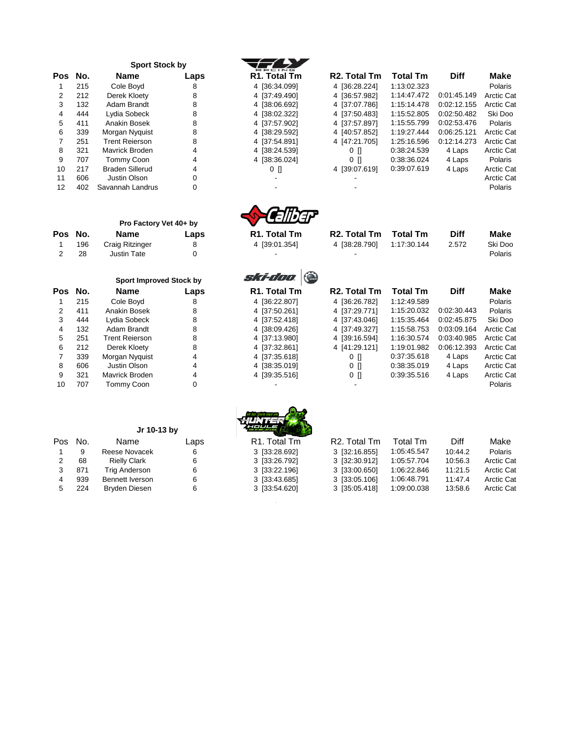## Sport Stock by

| Pos | No. | Name | Laps | R1. Total Tm | R2. Total Tm | Total Tm | Diff | Make |
|---|---|---|---|---|---|---|---|---|
| 1 | 215 | Cole Boyd | 8 | 4 [36:34.099] | 4 [36:28.224] | 1:13:02.323 | | Polaris |
| 2 | 212 | Derek Kloety | 8 | 4 [37:49.490] | 4 [36:57.982] | 1:14:47.472 | 0:01:45.149 | Arctic Cat |
| 3 | 132 | Adam Brandt | 8 | 4 [38:06.692] | 4 [37:07.786] | 1:15:14.478 | 0:02:12.155 | Arctic Cat |
| 4 | 444 | Lydia Sobeck | 8 | 4 [38:02.322] | 4 [37:50.483] | 1:15:52.805 | 0:02:50.482 | Ski Doo |
| 5 | 411 | Anakin Bosek | 8 | 4 [37:57.902] | 4 [37:57.897] | 1:15:55.799 | 0:02:53.476 | Polaris |
| 6 | 339 | Morgan Nyquist | 8 | 4 [38:29.592] | 4 [40:57.852] | 1:19:27.444 | 0:06:25.121 | Arctic Cat |
| 7 | 251 | Trent Reierson | 8 | 4 [37:54.891] | 4 [47:21.705] | 1:25:16.596 | 0:12:14.273 | Arctic Cat |
| 8 | 321 | Mavrick Broden | 4 | 4 [38:24.539] | 0 [] | 0:38:24.539 | 4 Laps | Arctic Cat |
| 9 | 707 | Tommy Coon | 4 | 4 [38:36.024] | 0 [] | 0:38:36.024 | 4 Laps | Polaris |
| 10 | 217 | Braden Sillerud | 4 | 0 [] | 4 [39:07.619] | 0:39:07.619 | 4 Laps | Arctic Cat |
| 11 | 606 | Justin Olson | 0 | - | - | | | Arctic Cat |
| 12 | 402 | Savannah Landrus | 0 | - | - | | | Polaris |

## Pro Factory Vet 40+ by

| Pos | No. | Name | Laps | R1. Total Tm | R2. Total Tm | Total Tm | Diff | Make |
|---|---|---|---|---|---|---|---|---|
| 1 | 196 | Craig Ritzinger | 8 | 4 [39:01.354] | 4 [38:28.790] | 1:17:30.144 | 2.572 | Ski Doo |
| 2 | 28 | Justin Tate | 0 | - | - | | | Polaris |

## Sport Improved Stock by

| Pos | No. | Name | Laps | R1. Total Tm | R2. Total Tm | Total Tm | Diff | Make |
|---|---|---|---|---|---|---|---|---|
| 1 | 215 | Cole Boyd | 8 | 4 [36:22.807] | 4 [36:26.782] | 1:12:49.589 | | Polaris |
| 2 | 411 | Anakin Bosek | 8 | 4 [37:50.261] | 4 [37:29.771] | 1:15:20.032 | 0:02:30.443 | Polaris |
| 3 | 444 | Lydia Sobeck | 8 | 4 [37:52.418] | 4 [37:43.046] | 1:15:35.464 | 0:02:45.875 | Ski Doo |
| 4 | 132 | Adam Brandt | 8 | 4 [38:09.426] | 4 [37:49.327] | 1:15:58.753 | 0:03:09.164 | Arctic Cat |
| 5 | 251 | Trent Reierson | 8 | 4 [37:13.980] | 4 [39:16.594] | 1:16:30.574 | 0:03:40.985 | Arctic Cat |
| 6 | 212 | Derek Kloety | 8 | 4 [37:32.861] | 4 [41:29.121] | 1:19:01.982 | 0:06:12.393 | Arctic Cat |
| 7 | 339 | Morgan Nyquist | 4 | 4 [37:35.618] | 0 [] | 0:37:35.618 | 4 Laps | Arctic Cat |
| 8 | 606 | Justin Olson | 4 | 4 [38:35.019] | 0 [] | 0:38:35.019 | 4 Laps | Arctic Cat |
| 9 | 321 | Mavrick Broden | 4 | 4 [39:35.516] | 0 [] | 0:39:35.516 | 4 Laps | Arctic Cat |
| 10 | 707 | Tommy Coon | 0 | - | - | | | Polaris |

## Jr 10-13 by

| Pos | No. | Name | Laps | R1. Total Tm | R2. Total Tm | Total Tm | Diff | Make |
|---|---|---|---|---|---|---|---|---|
| 1 | 9 | Reese Novacek | 6 | 3 [33:28.692] | 3 [32:16.855] | 1:05:45.547 | 10:44.2 | Polaris |
| 2 | 68 | Rielly Clark | 6 | 3 [33:26.792] | 3 [32:30.912] | 1:05:57.704 | 10:56.3 | Arctic Cat |
| 3 | 871 | Trig Anderson | 6 | 3 [33:22.196] | 3 [33:00.650] | 1:06:22.846 | 11:21.5 | Arctic Cat |
| 4 | 939 | Bennett Iverson | 6 | 3 [33:43.685] | 3 [33:05.106] | 1:06:48.791 | 11:47.4 | Arctic Cat |
| 5 | 224 | Bryden Diesen | 6 | 3 [33:54.620] | 3 [35:05.418] | 1:09:00.038 | 13:58.6 | Arctic Cat |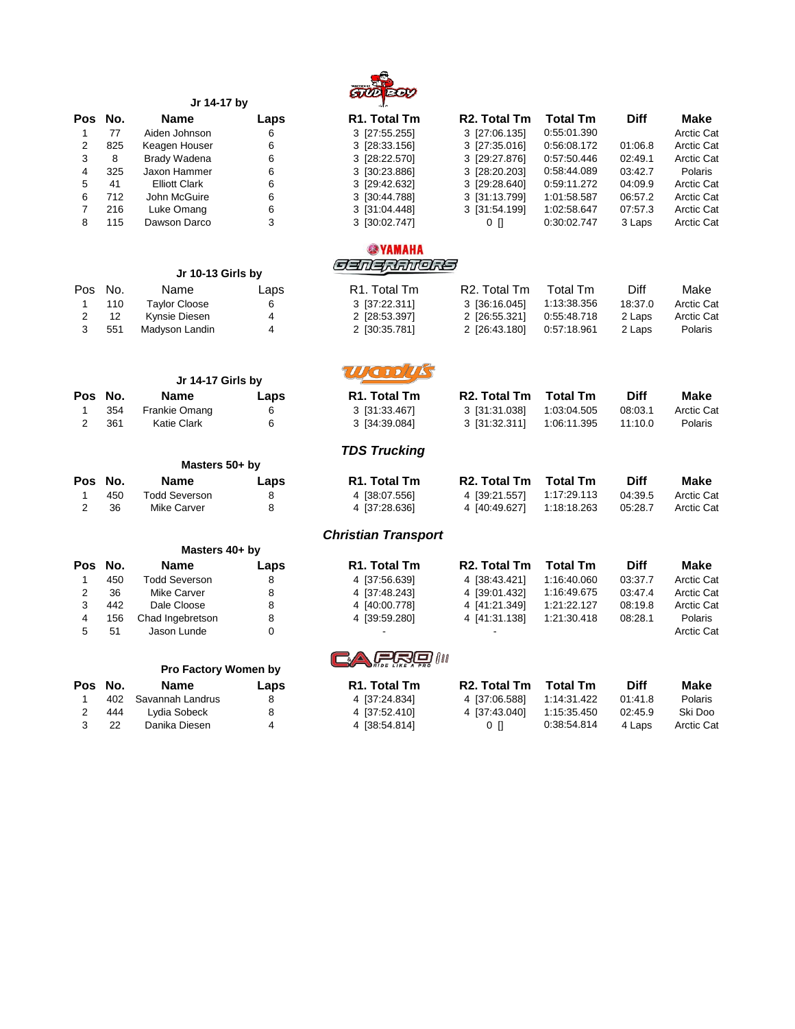### Jr 14-17 by STUD BOY

| Pos | No. | Name | Laps | R1. Total Tm | R2. Total Tm | Total Tm | Diff | Make |
|---|---|---|---|---|---|---|---|---|
| 1 | 77 | Aiden Johnson | 6 | 3 [27:55.255] | 3 [27:06.135] | 0:55:01.390 | | Arctic Cat |
| 2 | 825 | Keagen Houser | 6 | 3 [28:33.156] | 3 [27:35.016] | 0:56:08.172 | 01:06.8 | Arctic Cat |
| 3 | 8 | Brady Wadena | 6 | 3 [28:22.570] | 3 [29:27.876] | 0:57:50.446 | 02:49.1 | Arctic Cat |
| 4 | 325 | Jaxon Hammer | 6 | 3 [30:23.886] | 3 [28:20.203] | 0:58:44.089 | 03:42.7 | Polaris |
| 5 | 41 | Elliott Clark | 6 | 3 [29:42.632] | 3 [29:28.640] | 0:59:11.272 | 04:09.9 | Arctic Cat |
| 6 | 712 | John McGuire | 6 | 3 [30:44.788] | 3 [31:13.799] | 1:01:58.587 | 06:57.2 | Arctic Cat |
| 7 | 216 | Luke Omang | 6 | 3 [31:04.448] | 3 [31:54.199] | 1:02:58.647 | 07:57.3 | Arctic Cat |
| 8 | 115 | Dawson Darco | 3 | 3 [30:02.747] | 0 [] | 0:30:02.747 | 3 Laps | Arctic Cat |

### Jr 10-13 Girls by YAMAHA GENERATORS

| Pos | No. | Name | Laps | R1. Total Tm | R2. Total Tm | Total Tm | Diff | Make |
|---|---|---|---|---|---|---|---|---|
| 1 | 110 | Taylor Cloose | 6 | 3 [37:22.311] | 3 [36:16.045] | 1:13:38.356 | 18:37.0 | Arctic Cat |
| 2 | 12 | Kynsie Diesen | 4 | 2 [28:53.397] | 2 [26:55.321] | 0:55:48.718 | 2 Laps | Arctic Cat |
| 3 | 551 | Madyson Landin | 4 | 2 [30:35.781] | 2 [26:43.180] | 0:57:18.961 | 2 Laps | Polaris |

### Jr 14-17 Girls by Woody's

| Pos | No. | Name | Laps | R1. Total Tm | R2. Total Tm | Total Tm | Diff | Make |
|---|---|---|---|---|---|---|---|---|
| 1 | 354 | Frankie Omang | 6 | 3 [31:33.467] | 3 [31:31.038] | 1:03:04.505 | 08:03.1 | Arctic Cat |
| 2 | 361 | Katie Clark | 6 | 3 [34:39.084] | 3 [31:32.311] | 1:06:11.395 | 11:10.0 | Polaris |

### Masters 50+ by *TDS Trucking*

| Pos | No. | Name | Laps | R1. Total Tm | R2. Total Tm | Total Tm | Diff | Make |
|---|---|---|---|---|---|---|---|---|
| 1 | 450 | Todd Severson | 8 | 4 [38:07.556] | 4 [39:21.557] | 1:17:29.113 | 04:39.5 | Arctic Cat |
| 2 | 36 | Mike Carver | 8 | 4 [37:28.636] | 4 [40:49.627] | 1:18:18.263 | 05:28.7 | Arctic Cat |

### Masters 40+ by *Christian Transport*

| Pos | No. | Name | Laps | R1. Total Tm | R2. Total Tm | Total Tm | Diff | Make |
|---|---|---|---|---|---|---|---|---|
| 1 | 450 | Todd Severson | 8 | 4 [37:56.639] | 4 [38:43.421] | 1:16:40.060 | 03:37.7 | Arctic Cat |
| 2 | 36 | Mike Carver | 8 | 4 [37:48.243] | 4 [39:01.432] | 1:16:49.675 | 03:47.4 | Arctic Cat |
| 3 | 442 | Dale Cloose | 8 | 4 [40:00.778] | 4 [41:21.349] | 1:21:22.127 | 08:19.8 | Arctic Cat |
| 4 | 156 | Chad Ingebretson | 8 | 4 [39:59.280] | 4 [41:31.138] | 1:21:30.418 | 08:28.1 | Polaris |
| 5 | 51 | Jason Lunde | 0 | - | - | | | Arctic Cat |

### Pro Factory Women by CA PRO

| Pos | No. | Name | Laps | R1. Total Tm | R2. Total Tm | Total Tm | Diff | Make |
|---|---|---|---|---|---|---|---|---|
| 1 | 402 | Savannah Landrus | 8 | 4 [37:24.834] | 4 [37:06.588] | 1:14:31.422 | 01:41.8 | Polaris |
| 2 | 444 | Lydia Sobeck | 8 | 4 [37:52.410] | 4 [37:43.040] | 1:15:35.450 | 02:45.9 | Ski Doo |
| 3 | 22 | Danika Diesen | 4 | 4 [38:54.814] | 0 [] | 0:38:54.814 | 4 Laps | Arctic Cat |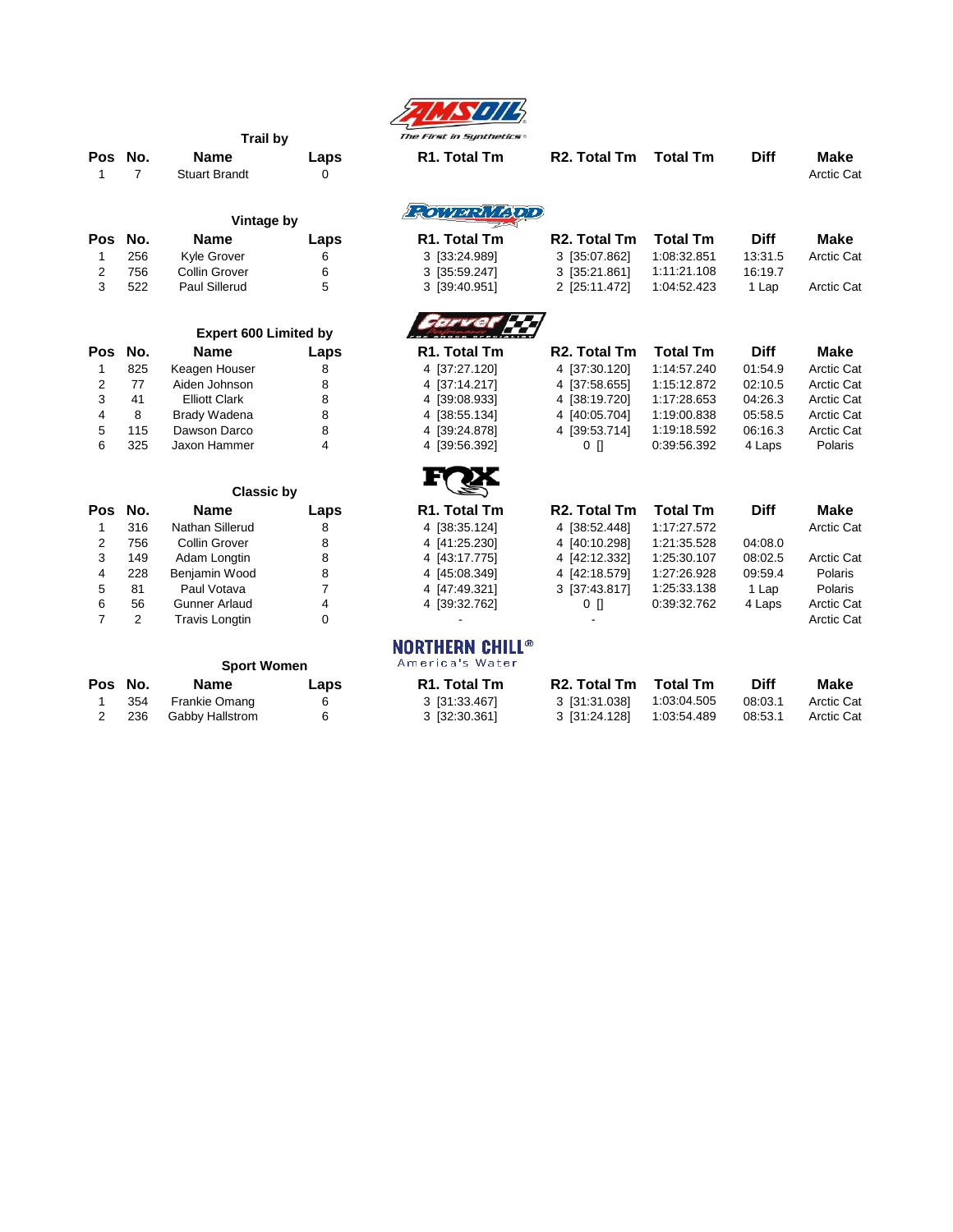## Trail by

| Pos | No. | Name | Laps | R1. Total Tm | R2. Total Tm | Total Tm | Diff | Make |
|---|---|---|---|---|---|---|---|---|
| 1 | 7 | Stuart Brandt | 0 | | | | | Arctic Cat |

## Vintage by

| Pos | No. | Name | Laps | R1. Total Tm | R2. Total Tm | Total Tm | Diff | Make |
|---|---|---|---|---|---|---|---|---|
| 1 | 256 | Kyle Grover | 6 | 3 [33:24.989] | 3 [35:07.862] | 1:08:32.851 | 13:31.5 | Arctic Cat |
| 2 | 756 | Collin Grover | 6 | 3 [35:59.247] | 3 [35:21.861] | 1:11:21.108 | 16:19.7 | |
| 3 | 522 | Paul Sillerud | 5 | 3 [39:40.951] | 2 [25:11.472] | 1:04:52.423 | 1 Lap | Arctic Cat |

## Expert 600 Limited by

| Pos | No. | Name | Laps | R1. Total Tm | R2. Total Tm | Total Tm | Diff | Make |
|---|---|---|---|---|---|---|---|---|
| 1 | 825 | Keagen Houser | 8 | 4 [37:27.120] | 4 [37:30.120] | 1:14:57.240 | 01:54.9 | Arctic Cat |
| 2 | 77 | Aiden Johnson | 8 | 4 [37:14.217] | 4 [37:58.655] | 1:15:12.872 | 02:10.5 | Arctic Cat |
| 3 | 41 | Elliott Clark | 8 | 4 [39:08.933] | 4 [38:19.720] | 1:17:28.653 | 04:26.3 | Arctic Cat |
| 4 | 8 | Brady Wadena | 8 | 4 [38:55.134] | 4 [40:05.704] | 1:19:00.838 | 05:58.5 | Arctic Cat |
| 5 | 115 | Dawson Darco | 8 | 4 [39:24.878] | 4 [39:53.714] | 1:19:18.592 | 06:16.3 | Arctic Cat |
| 6 | 325 | Jaxon Hammer | 4 | 4 [39:56.392] | 0 [] | 0:39:56.392 | 4 Laps | Polaris |

## Classic by

| Pos | No. | Name | Laps | R1. Total Tm | R2. Total Tm | Total Tm | Diff | Make |
|---|---|---|---|---|---|---|---|---|
| 1 | 316 | Nathan Sillerud | 8 | 4 [38:35.124] | 4 [38:52.448] | 1:17:27.572 | | Arctic Cat |
| 2 | 756 | Collin Grover | 8 | 4 [41:25.230] | 4 [40:10.298] | 1:21:35.528 | 04:08.0 | |
| 3 | 149 | Adam Longtin | 8 | 4 [43:17.775] | 4 [42:12.332] | 1:25:30.107 | 08:02.5 | Arctic Cat |
| 4 | 228 | Benjamin Wood | 8 | 4 [45:08.349] | 4 [42:18.579] | 1:27:26.928 | 09:59.4 | Polaris |
| 5 | 81 | Paul Votava | 7 | 4 [47:49.321] | 3 [37:43.817] | 1:25:33.138 | 1 Lap | Polaris |
| 6 | 56 | Gunner Arlaud | 4 | 4 [39:32.762] | 0 [] | 0:39:32.762 | 4 Laps | Arctic Cat |
| 7 | 2 | Travis Longtin | 0 | - | - | | | Arctic Cat |

## Sport Women

| Pos | No. | Name | Laps | R1. Total Tm | R2. Total Tm | Total Tm | Diff | Make |
|---|---|---|---|---|---|---|---|---|
| 1 | 354 | Frankie Omang | 6 | 3 [31:33.467] | 3 [31:31.038] | 1:03:04.505 | 08:03.1 | Arctic Cat |
| 2 | 236 | Gabby Hallstrom | 6 | 3 [32:30.361] | 3 [31:24.128] | 1:03:54.489 | 08:53.1 | Arctic Cat |